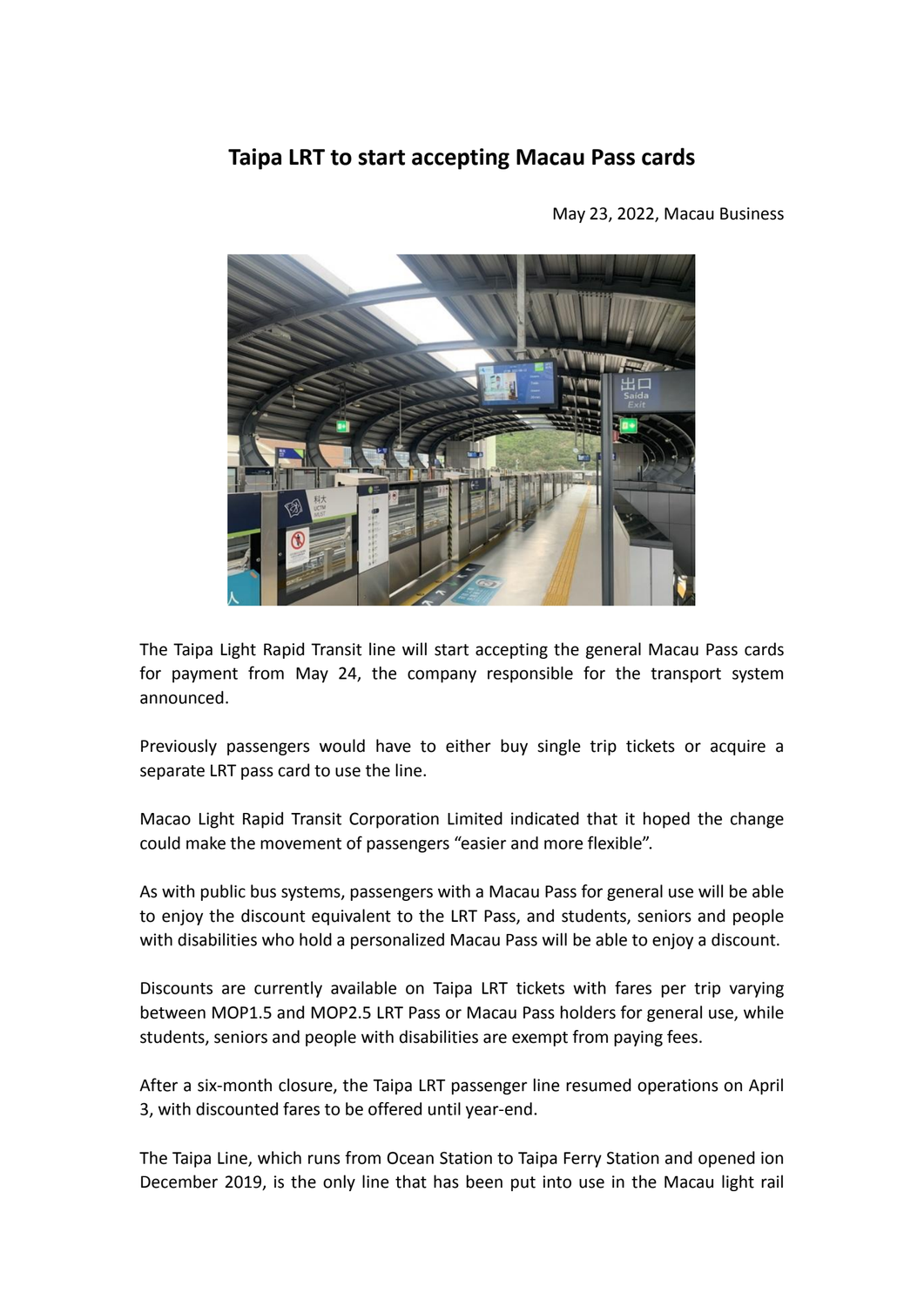# Taipa LRT to start accepting Macau Pass cards

May 23, 2022, Macau Business

The Taipa Light Rapid Transit line will start accepting the general Macau Pass cards for payment from May 24, the company responsible for the transport system announced.

Previously passengers would have to either buy single trip tickets or acquire a separate LRT pass card to use the line.

Macao Light Rapid Transit Corporation Limited indicated that it hoped the change could make the movement of passengers "easier and more flexible".

As with public bus systems, passengers with a Macau Pass for general use will be able to enjoy the discount equivalent to the LRT Pass, and students, seniors and people with disabilities who hold a personalized Macau Pass will be able to enjoy a discount.

Discounts are currently available on Taipa LRT tickets with fares per trip varying between MOP1.5 and MOP2.5 LRT Pass or Macau Pass holders for general use, while students, seniors and people with disabilities are exempt from paying fees.

After a six-month closure, the Taipa LRT passenger line resumed operations on April 3, with discounted fares to be offered until year-end.

The Taipa Line, which runs from Ocean Station to Taipa Ferry Station and opened ion December 2019, is the only line that has been put into use in the Macau light rail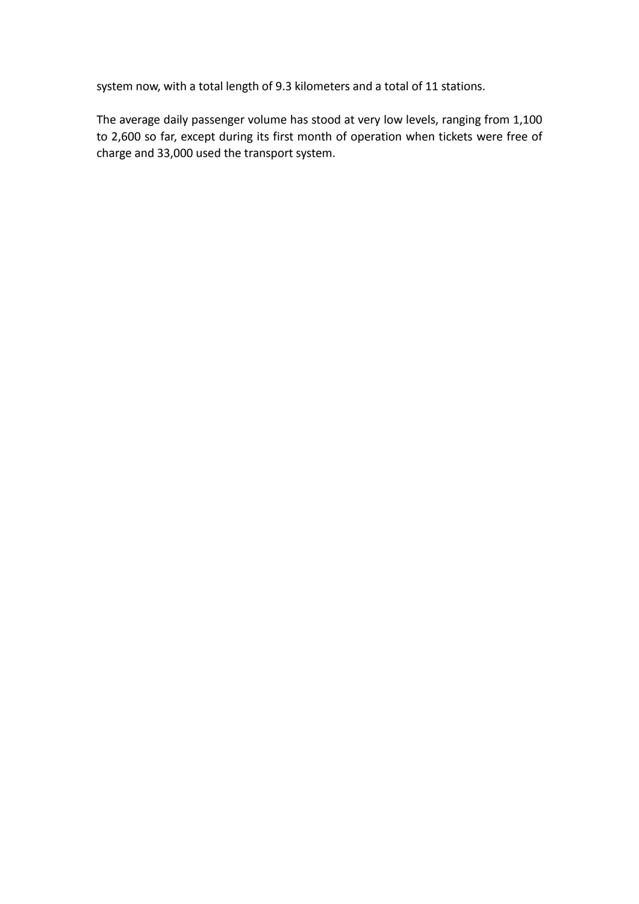system now, with a total length of 9.3 kilometers and a total of 11 stations.

The average daily passenger volume has stood at very low levels, ranging from 1,100 to 2,600 so far, except during its first month of operation when tickets were free of charge and 33,000 used the transport system.